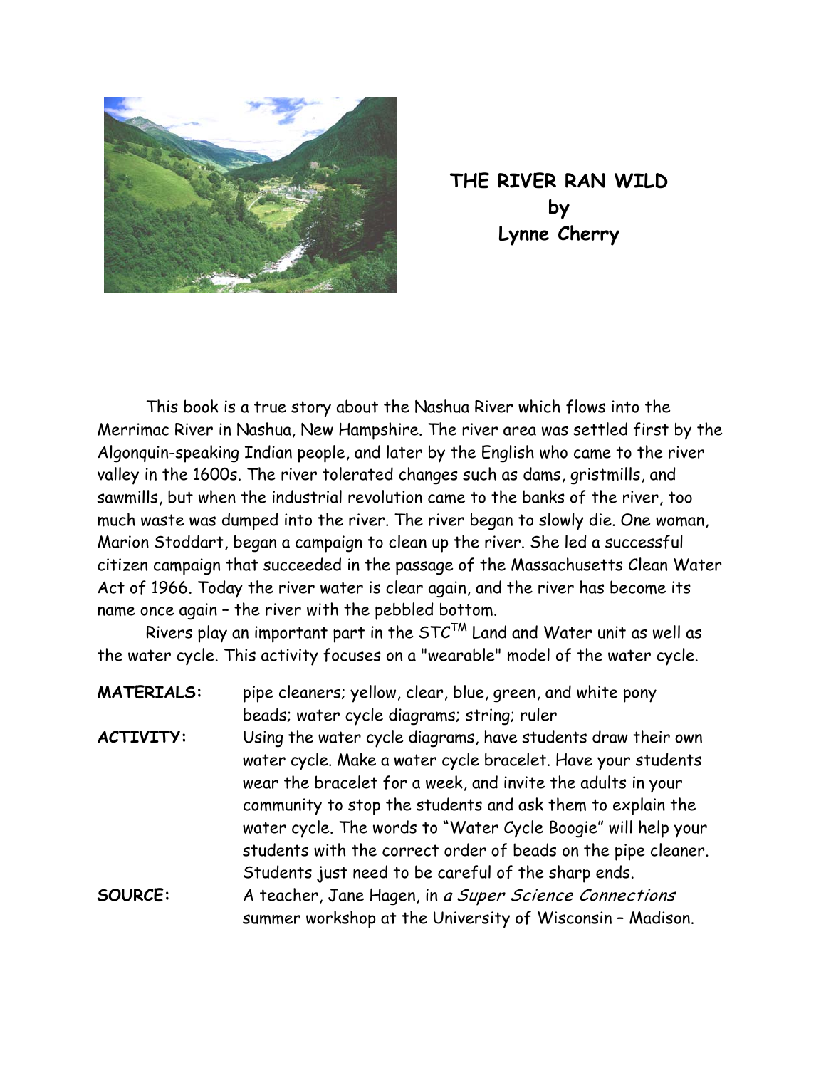# THE RIVER RAN WILD
## by
## Lynne Cherry

This book is a true story about the Nashua River which flows into the Merrimac River in Nashua, New Hampshire. The river area was settled first by the Algonquin-speaking Indian people, and later by the English who came to the river valley in the 1600s. The river tolerated changes such as dams, gristmills, and sawmills, but when the industrial revolution came to the banks of the river, too much waste was dumped into the river. The river began to slowly die. One woman, Marion Stoddart, began a campaign to clean up the river. She led a successful citizen campaign that succeeded in the passage of the Massachusetts Clean Water Act of 1966. Today the river water is clear again, and the river has become its name once again – the river with the pebbled bottom.

Rivers play an important part in the STC™ Land and Water unit as well as the water cycle. This activity focuses on a "wearable" model of the water cycle.

**MATERIALS:** pipe cleaners; yellow, clear, blue, green, and white pony beads; water cycle diagrams; string; ruler

**ACTIVITY:** Using the water cycle diagrams, have students draw their own water cycle. Make a water cycle bracelet. Have your students wear the bracelet for a week, and invite the adults in your community to stop the students and ask them to explain the water cycle. The words to "Water Cycle Boogie" will help your students with the correct order of beads on the pipe cleaner. Students just need to be careful of the sharp ends.

**SOURCE:** A teacher, Jane Hagen, in *a Super Science Connections* summer workshop at the University of Wisconsin – Madison.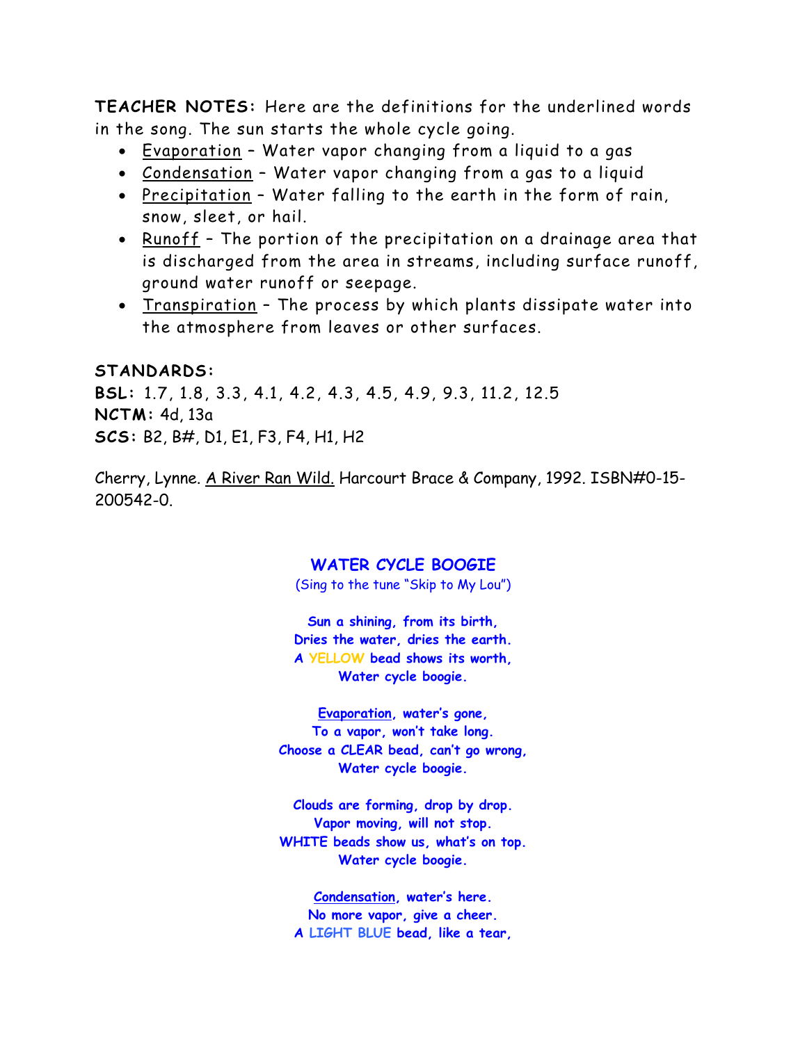**TEACHER NOTES:** Here are the definitions for the underlined words in the song. The sun starts the whole cycle going.

- Evaporation – Water vapor changing from a liquid to a gas
- Condensation – Water vapor changing from a gas to a liquid
- Precipitation – Water falling to the earth in the form of rain, snow, sleet, or hail.
- Runoff – The portion of the precipitation on a drainage area that is discharged from the area in streams, including surface runoff, ground water runoff or seepage.
- Transpiration – The process by which plants dissipate water into the atmosphere from leaves or other surfaces.

**STANDARDS:**
**BSL:** 1.7, 1.8, 3.3, 4.1, 4.2, 4.3, 4.5, 4.9, 9.3, 11.2, 12.5
**NCTM:** 4d, 13a
**SCS:** B2, B#, D1, E1, F3, F4, H1, H2

Cherry, Lynne. A River Ran Wild. Harcourt Brace & Company, 1992. ISBN#0-15-200542-0.

## WATER CYCLE BOOGIE

(Sing to the tune "Skip to My Lou")

**Sun a shining, from its birth,**
**Dries the water, dries the earth.**
**A YELLOW bead shows its worth,**
**Water cycle boogie.**

**Evaporation, water's gone,**
**To a vapor, won't take long.**
**Choose a CLEAR bead, can't go wrong,**
**Water cycle boogie.**

**Clouds are forming, drop by drop.**
**Vapor moving, will not stop.**
**WHITE beads show us, what's on top.**
**Water cycle boogie.**

**Condensation, water's here.**
**No more vapor, give a cheer.**
**A LIGHT BLUE bead, like a tear,**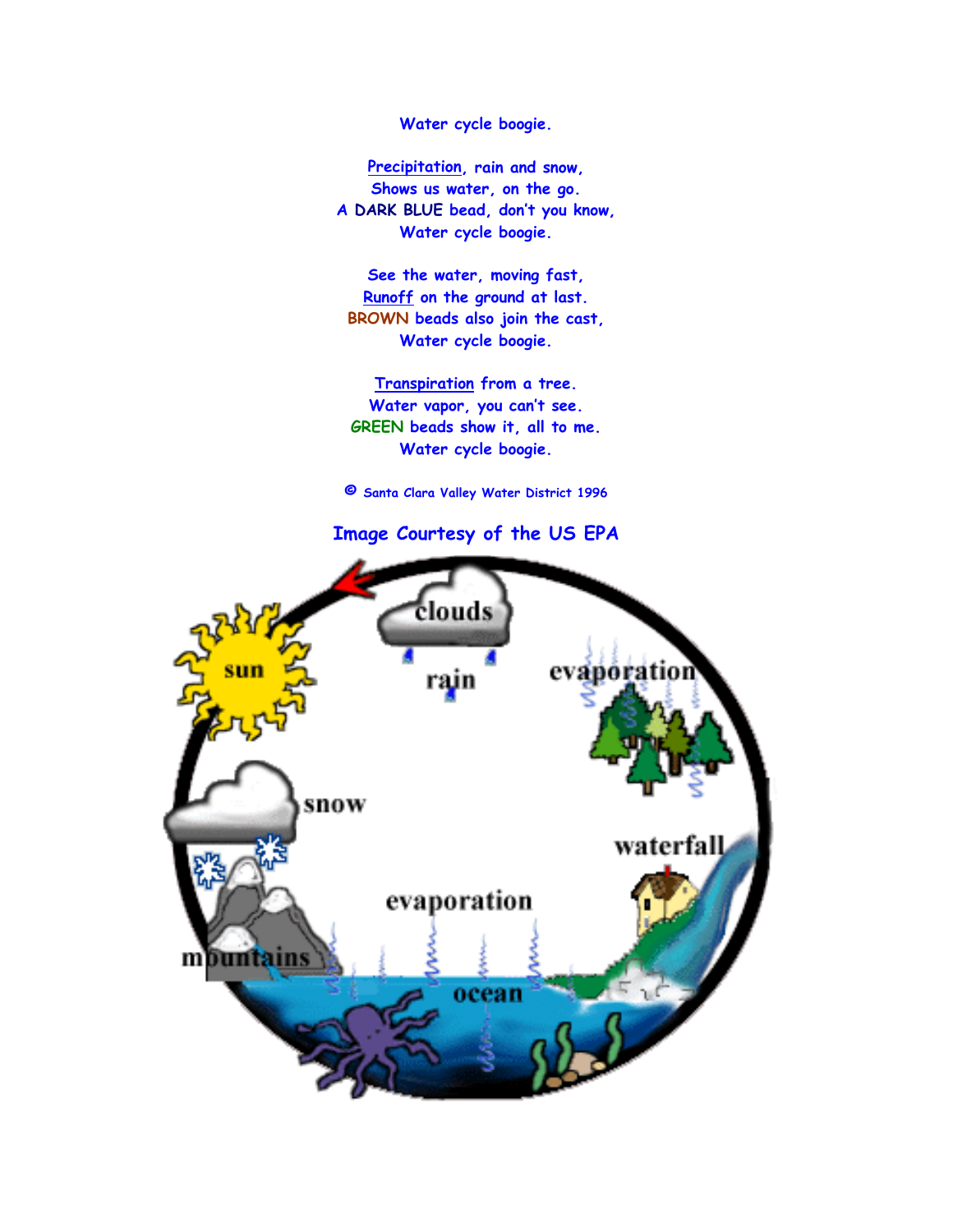Water cycle boogie.

Precipitation, rain and snow,
Shows us water, on the go.
A DARK BLUE bead, don't you know,
Water cycle boogie.

See the water, moving fast,
Runoff on the ground at last.
BROWN beads also join the cast,
Water cycle boogie.

Transpiration from a tree.
Water vapor, you can't see.
GREEN beads show it, all to me.
Water cycle boogie.

© Santa Clara Valley Water District 1996

Image Courtesy of the US EPA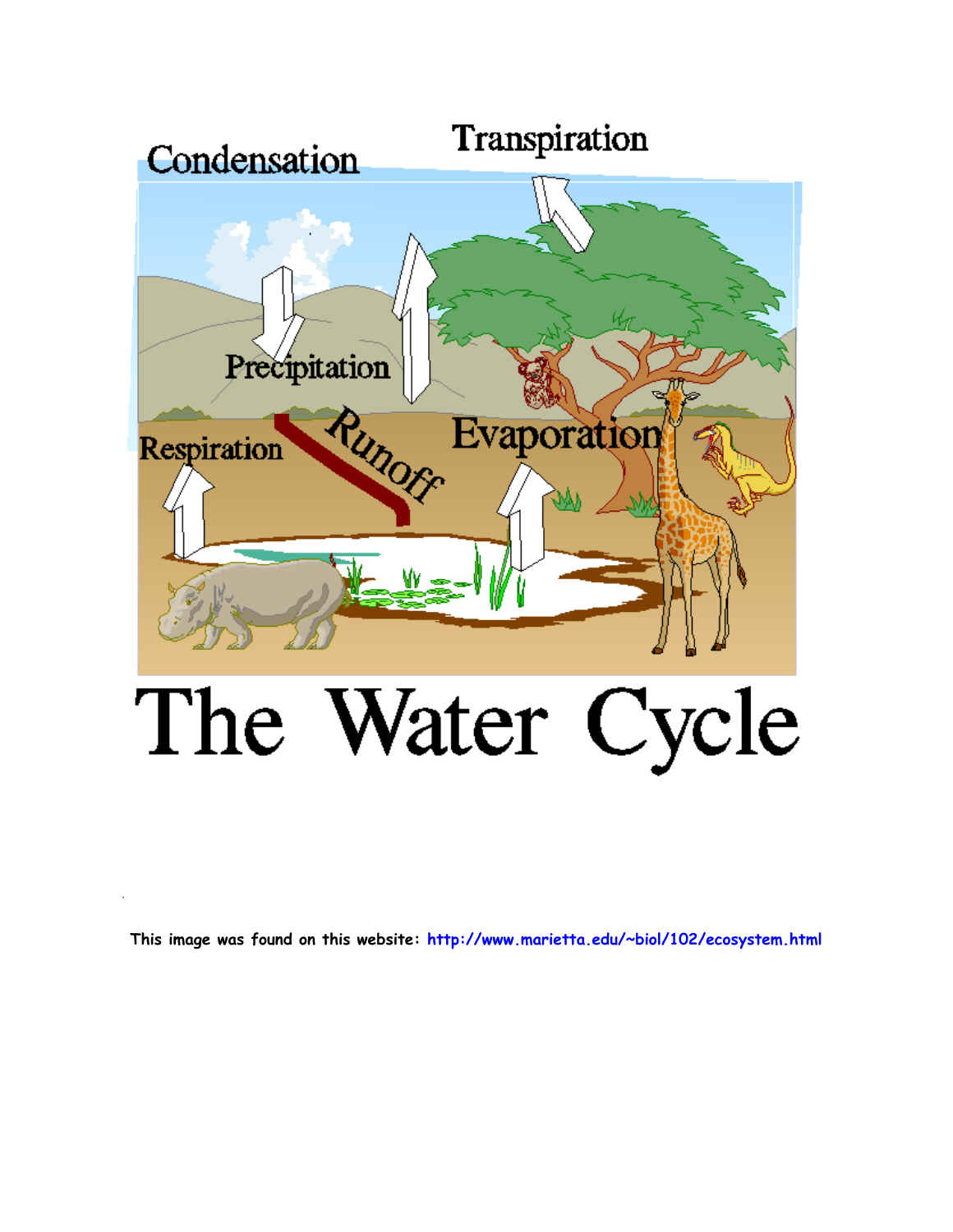Condensation

Transpiration

Precipitation

Runoff

Respiration

Evaporation

The Water Cycle

**This image was found on this website: http://www.marietta.edu/~biol/102/ecosystem.html**